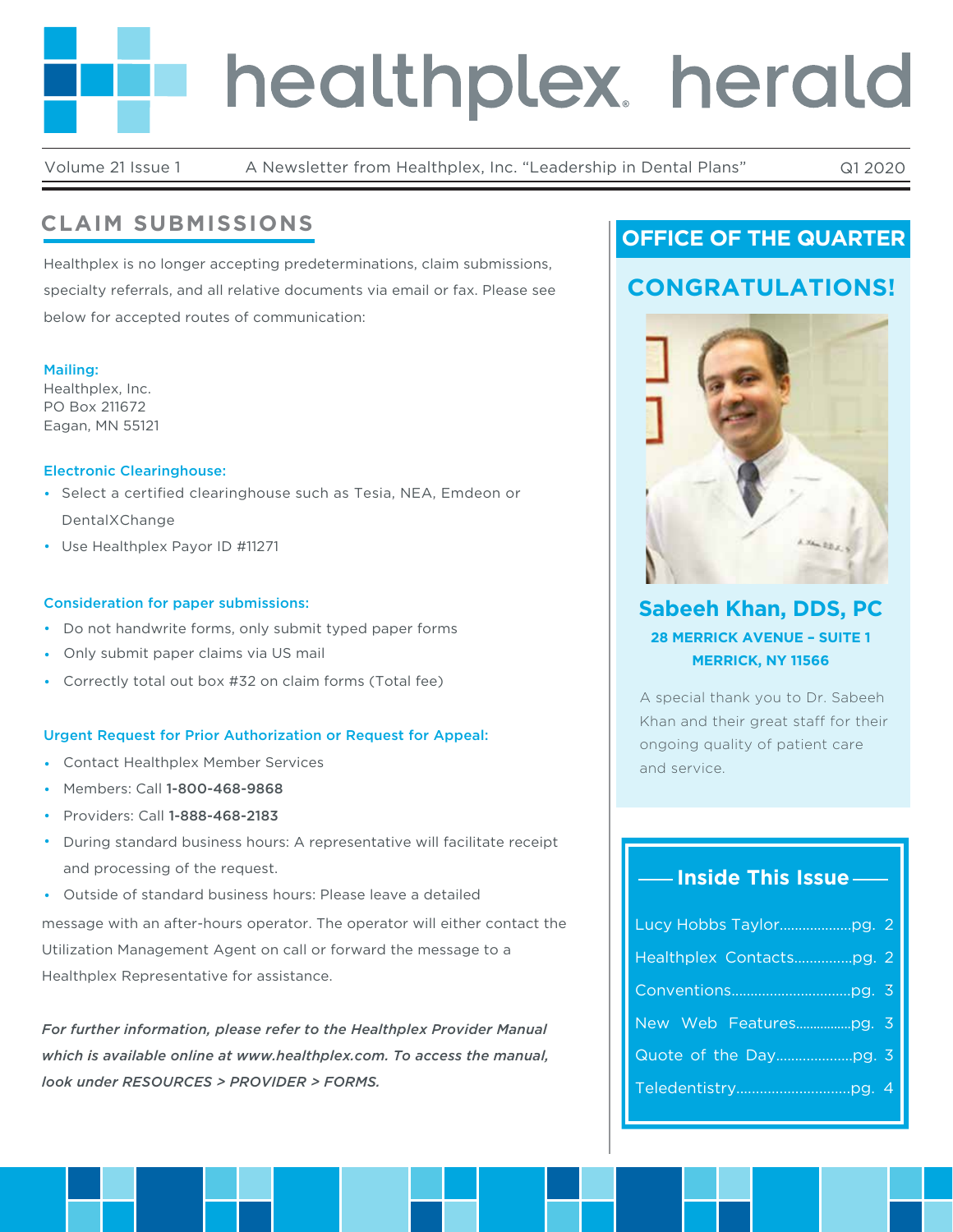# healthplex herald

Volume 21 Issue 1 A Newsletter from Healthplex, Inc. "Leadership in Dental Plans" Q1 2020

## CLAIM SUBMISSIONS

Healthplex is no longer accepting predeterminations, claim submissions, specialty referrals, and all relative documents via email or fax. Please see below for accepted routes of communication:

**Mailing:**
Healthplex, Inc.
PO Box 211672
Eagan, MN 55121

**Electronic Clearinghouse:**

- Select a certified clearinghouse such as Tesia, NEA, Emdeon or DentalXChange
- Use Healthplex Payor ID #11271

**Consideration for paper submissions:**

- Do not handwrite forms, only submit typed paper forms
- Only submit paper claims via US mail
- Correctly total out box #32 on claim forms (Total fee)

**Urgent Request for Prior Authorization or Request for Appeal:**

- Contact Healthplex Member Services
- Members: Call **1-800-468-9868**
- Providers: Call **1-888-468-2183**
- During standard business hours: A representative will facilitate receipt and processing of the request.
- Outside of standard business hours: Please leave a detailed message with an after-hours operator. The operator will either contact the Utilization Management Agent on call or forward the message to a Healthplex Representative for assistance.

***For further information, please refer to the Healthplex Provider Manual which is available online at www.healthplex.com. To access the manual, look under RESOURCES > PROVIDER > FORMS.***

## OFFICE OF THE QUARTER

### CONGRATULATIONS!

**Sabeeh Khan, DDS, PC**

**28 MERRICK AVENUE – SUITE 1**
**MERRICK, NY 11566**

A special thank you to Dr. Sabeeh Khan and their great staff for their ongoing quality of patient care and service.

## Inside This Issue

- Lucy Hobbs Taylor....................pg. 2
- Healthplex Contacts...............pg. 2
- Conventions................................pg. 3
- New Web Features................pg. 3
- Quote of the Day....................pg. 3
- Teledentistry.............................pg. 4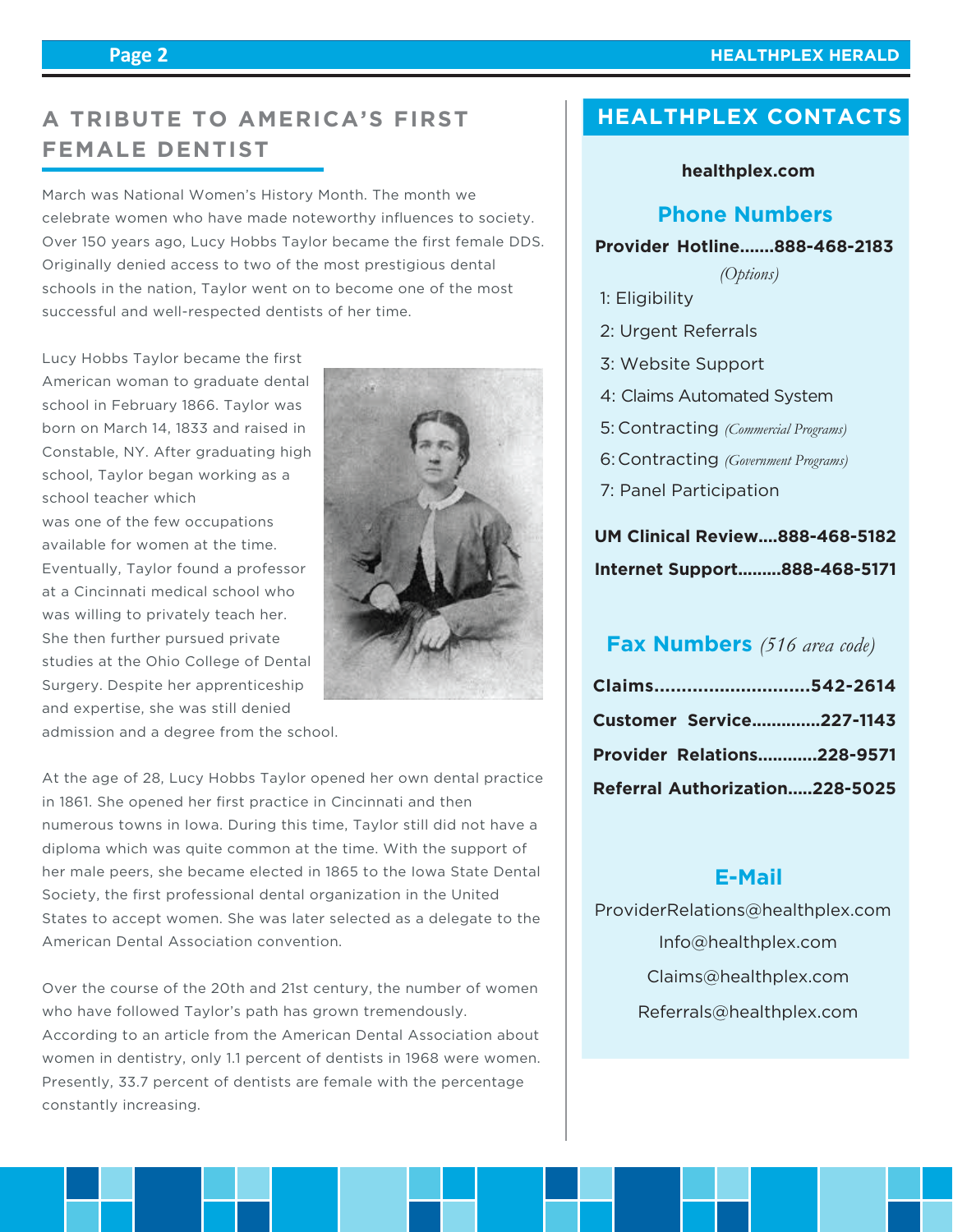## A TRIBUTE TO AMERICA'S FIRST FEMALE DENTIST

March was National Women's History Month. The month we celebrate women who have made noteworthy influences to society. Over 150 years ago, Lucy Hobbs Taylor became the first female DDS. Originally denied access to two of the most prestigious dental schools in the nation, Taylor went on to become one of the most successful and well-respected dentists of her time.

Lucy Hobbs Taylor became the first American woman to graduate dental school in February 1866. Taylor was born on March 14, 1833 and raised in Constable, NY. After graduating high school, Taylor began working as a school teacher which was one of the few occupations available for women at the time. Eventually, Taylor found a professor at a Cincinnati medical school who was willing to privately teach her. She then further pursued private studies at the Ohio College of Dental Surgery. Despite her apprenticeship and expertise, she was still denied admission and a degree from the school.

At the age of 28, Lucy Hobbs Taylor opened her own dental practice in 1861. She opened her first practice in Cincinnati and then numerous towns in Iowa. During this time, Taylor still did not have a diploma which was quite common at the time. With the support of her male peers, she became elected in 1865 to the Iowa State Dental Society, the first professional dental organization in the United States to accept women. She was later selected as a delegate to the American Dental Association convention.

Over the course of the 20th and 21st century, the number of women who have followed Taylor's path has grown tremendously. According to an article from the American Dental Association about women in dentistry, only 1.1 percent of dentists in 1968 were women. Presently, 33.7 percent of dentists are female with the percentage constantly increasing.

## HEALTHPLEX CONTACTS

**healthplex.com**

### Phone Numbers

**Provider Hotline.......888-468-2183**

*(Options)*

1: Eligibility

2: Urgent Referrals

3: Website Support

4: Claims Automated System

5: Contracting *(Commercial Programs)*

6: Contracting *(Government Programs)*

7: Panel Participation

**UM Clinical Review....888-468-5182**

**Internet Support.........888-468-5171**

### Fax Numbers *(516 area code)*

**Claims.............................542-2614**

**Customer Service..............227-1143**

**Provider Relations............228-9571**

**Referral Authorization.....228-5025**

### E-Mail

ProviderRelations@healthplex.com

Info@healthplex.com

Claims@healthplex.com

Referrals@healthplex.com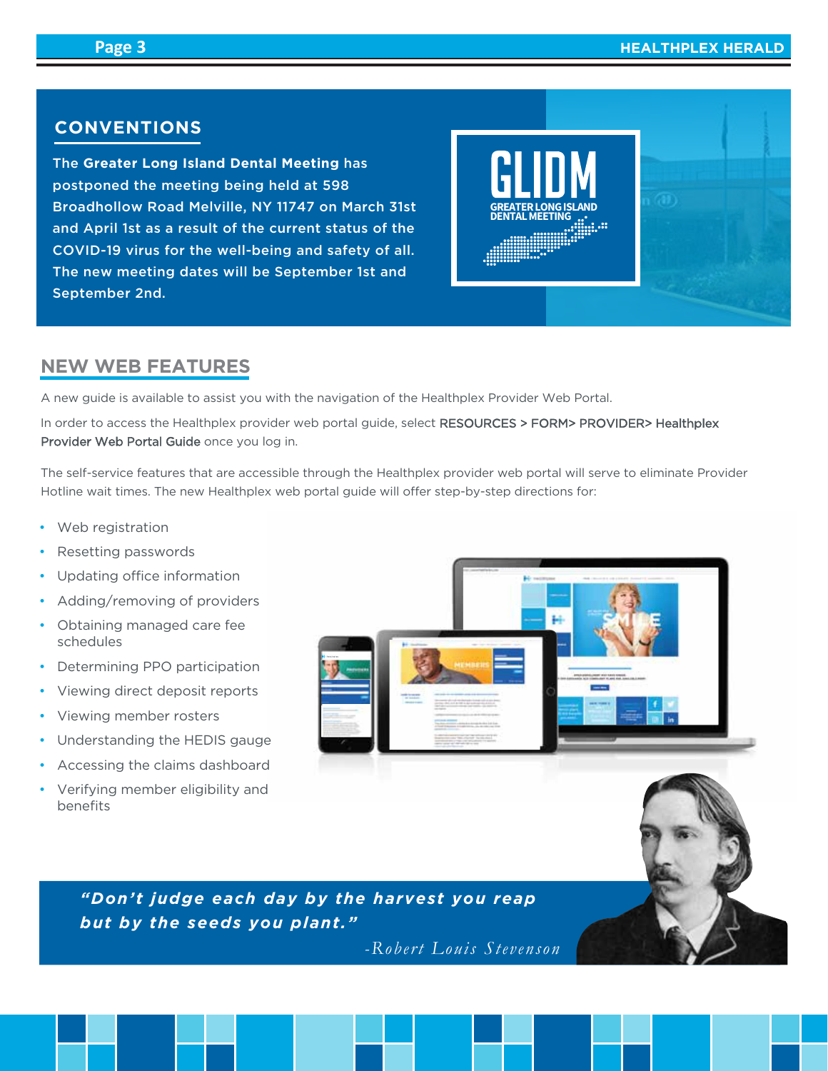## CONVENTIONS

The **Greater Long Island Dental Meeting** has postponed the meeting being held at 598 Broadhollow Road Melville, NY 11747 on March 31st and April 1st as a result of the current status of the COVID-19 virus for the well-being and safety of all. The new meeting dates will be September 1st and September 2nd.

## NEW WEB FEATURES

A new guide is available to assist you with the navigation of the Healthplex Provider Web Portal.

In order to access the Healthplex provider web portal guide, select RESOURCES > FORM> PROVIDER> Healthplex Provider Web Portal Guide once you log in.

The self-service features that are accessible through the Healthplex provider web portal will serve to eliminate Provider Hotline wait times. The new Healthplex web portal guide will offer step-by-step directions for:

- Web registration
- Resetting passwords
- Updating office information
- Adding/removing of providers
- Obtaining managed care fee schedules
- Determining PPO participation
- Viewing direct deposit reports
- Viewing member rosters
- Understanding the HEDIS gauge
- Accessing the claims dashboard
- Verifying member eligibility and benefits

***"Don't judge each day by the harvest you reap but by the seeds you plant."***

*-Robert Louis Stevenson*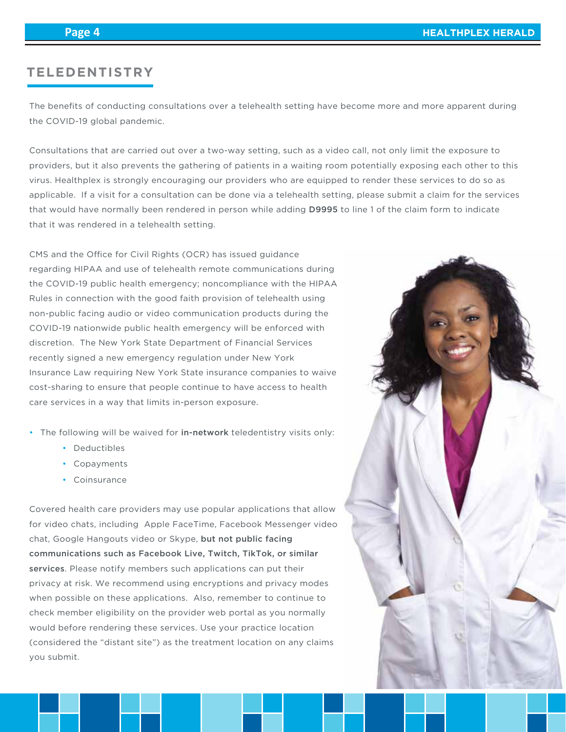## TELEDENTISTRY

The benefits of conducting consultations over a telehealth setting have become more and more apparent during the COVID-19 global pandemic.

Consultations that are carried out over a two-way setting, such as a video call, not only limit the exposure to providers, but it also prevents the gathering of patients in a waiting room potentially exposing each other to this virus. Healthplex is strongly encouraging our providers who are equipped to render these services to do so as applicable. If a visit for a consultation can be done via a telehealth setting, please submit a claim for the services that would have normally been rendered in person while adding **D9995** to line 1 of the claim form to indicate that it was rendered in a telehealth setting.

CMS and the Office for Civil Rights (OCR) has issued guidance regarding HIPAA and use of telehealth remote communications during the COVID-19 public health emergency; noncompliance with the HIPAA Rules in connection with the good faith provision of telehealth using non-public facing audio or video communication products during the COVID-19 nationwide public health emergency will be enforced with discretion. The New York State Department of Financial Services recently signed a new emergency regulation under New York Insurance Law requiring New York State insurance companies to waive cost-sharing to ensure that people continue to have access to health care services in a way that limits in-person exposure.

- The following will be waived for **in-network** teledentistry visits only:
  - Deductibles
  - Copayments
  - Coinsurance

Covered health care providers may use popular applications that allow for video chats, including Apple FaceTime, Facebook Messenger video chat, Google Hangouts video or Skype, **but not public facing communications such as Facebook Live, Twitch, TikTok, or similar services**. Please notify members such applications can put their privacy at risk. We recommend using encryptions and privacy modes when possible on these applications. Also, remember to continue to check member eligibility on the provider web portal as you normally would before rendering these services. Use your practice location (considered the "distant site") as the treatment location on any claims you submit.